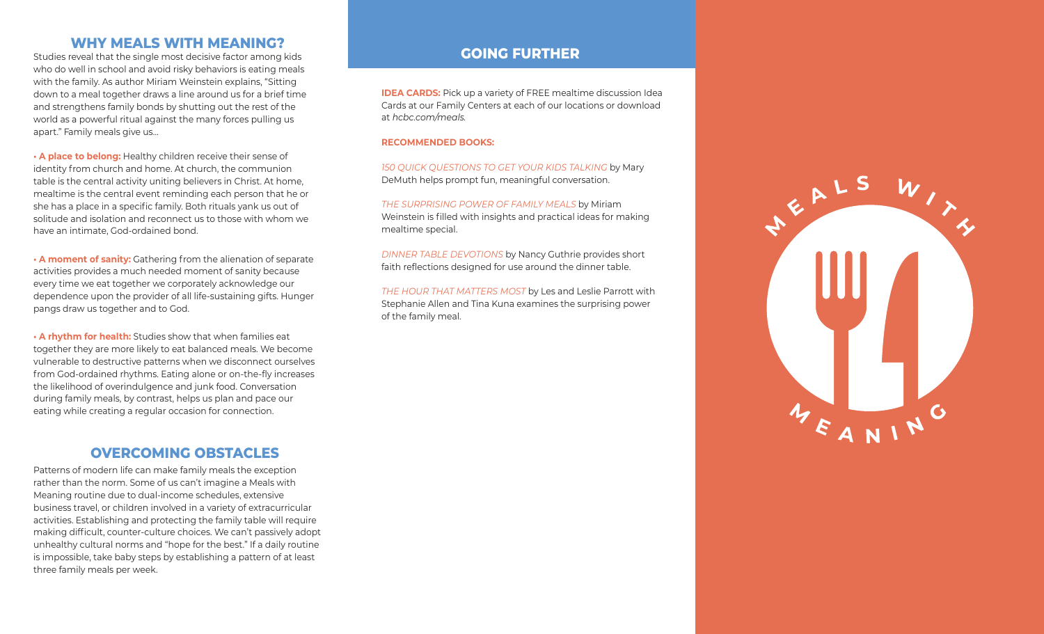## WHY MEALS WITH MEANING?

Studies reveal that the single most decisive factor among kids who do well in school and avoid risky behaviors is eating meals with the family. As author Miriam Weinstein explains, "Sitting down to a meal together draws a line around us for a brief time and strengthens family bonds by shutting out the rest of the world as a powerful ritual against the many forces pulling us apart." Family meals give us...

- **A place to belong:** Healthy children receive their sense of identity from church and home. At church, the communion table is the central activity uniting believers in Christ. At home, mealtime is the central event reminding each person that he or she has a place in a specific family. Both rituals yank us out of solitude and isolation and reconnect us to those with whom we have an intimate, God-ordained bond.

- **A moment of sanity:** Gathering from the alienation of separate activities provides a much needed moment of sanity because every time we eat together we corporately acknowledge our dependence upon the provider of all life-sustaining gifts. Hunger pangs draw us together and to God.

- **A rhythm for health:** Studies show that when families eat together they are more likely to eat balanced meals. We become vulnerable to destructive patterns when we disconnect ourselves from God-ordained rhythms. Eating alone or on-the-fly increases the likelihood of overindulgence and junk food. Conversation during family meals, by contrast, helps us plan and pace our eating while creating a regular occasion for connection.

## OVERCOMING OBSTACLES

Patterns of modern life can make family meals the exception rather than the norm. Some of us can't imagine a Meals with Meaning routine due to dual-income schedules, extensive business travel, or children involved in a variety of extracurricular activities. Establishing and protecting the family table will require making difficult, counter-culture choices. We can't passively adopt unhealthy cultural norms and "hope for the best." If a daily routine is impossible, take baby steps by establishing a pattern of at least three family meals per week.

## GOING FURTHER

**IDEA CARDS:** Pick up a variety of FREE mealtime discussion Idea Cards at our Family Centers at each of our locations or download at *hcbc.com/meals.*

**RECOMMENDED BOOKS:**

*150 QUICK QUESTIONS TO GET YOUR KIDS TALKING* by Mary DeMuth helps prompt fun, meaningful conversation.

*THE SURPRISING POWER OF FAMILY MEALS* by Miriam Weinstein is filled with insights and practical ideas for making mealtime special.

*DINNER TABLE DEVOTIONS* by Nancy Guthrie provides short faith reflections designed for use around the dinner table.

*THE HOUR THAT MATTERS MOST* by Les and Leslie Parrott with Stephanie Allen and Tina Kuna examines the surprising power of the family meal.

MEALS WITH MEANING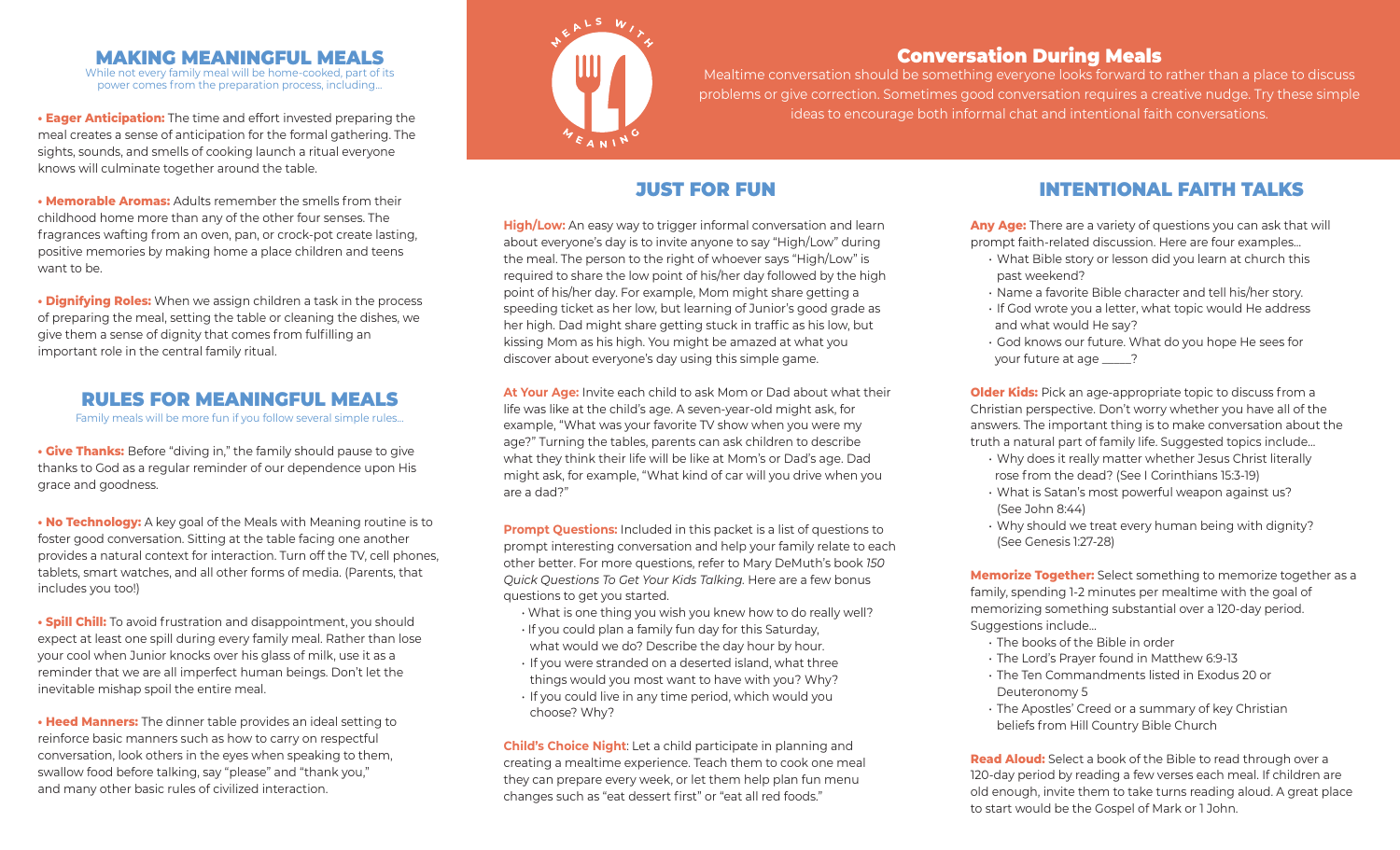## MAKING MEANINGFUL MEALS

While not every family meal will be home-cooked, part of its power comes from the preparation process, including…

- **Eager Anticipation:** The time and effort invested preparing the meal creates a sense of anticipation for the formal gathering. The sights, sounds, and smells of cooking launch a ritual everyone knows will culminate together around the table.

- **Memorable Aromas:** Adults remember the smells from their childhood home more than any of the other four senses. The fragrances wafting from an oven, pan, or crock-pot create lasting, positive memories by making home a place children and teens want to be.

- **Dignifying Roles:** When we assign children a task in the process of preparing the meal, setting the table or cleaning the dishes, we give them a sense of dignity that comes from fulfilling an important role in the central family ritual.

## RULES FOR MEANINGFUL MEALS

Family meals will be more fun if you follow several simple rules…

- **Give Thanks:** Before "diving in," the family should pause to give thanks to God as a regular reminder of our dependence upon His grace and goodness.

- **No Technology:** A key goal of the Meals with Meaning routine is to foster good conversation. Sitting at the table facing one another provides a natural context for interaction. Turn off the TV, cell phones, tablets, smart watches, and all other forms of media. (Parents, that includes you too!)

- **Spill Chill:** To avoid frustration and disappointment, you should expect at least one spill during every family meal. Rather than lose your cool when Junior knocks over his glass of milk, use it as a reminder that we are all imperfect human beings. Don't let the inevitable mishap spoil the entire meal.

- **Heed Manners:** The dinner table provides an ideal setting to reinforce basic manners such as how to carry on respectful conversation, look others in the eyes when speaking to them, swallow food before talking, say "please" and "thank you," and many other basic rules of civilized interaction.

MEALS WITH MEANING

## Conversation During Meals

Mealtime conversation should be something everyone looks forward to rather than a place to discuss problems or give correction. Sometimes good conversation requires a creative nudge. Try these simple ideas to encourage both informal chat and intentional faith conversations.

## JUST FOR FUN

**High/Low:** An easy way to trigger informal conversation and learn about everyone's day is to invite anyone to say "High/Low" during the meal. The person to the right of whoever says "High/Low" is required to share the low point of his/her day followed by the high point of his/her day. For example, Mom might share getting a speeding ticket as her low, but learning of Junior's good grade as her high. Dad might share getting stuck in traffic as his low, but kissing Mom as his high. You might be amazed at what you discover about everyone's day using this simple game.

**At Your Age:** Invite each child to ask Mom or Dad about what their life was like at the child's age. A seven-year-old might ask, for example, "What was your favorite TV show when you were my age?" Turning the tables, parents can ask children to describe what they think their life will be like at Mom's or Dad's age. Dad might ask, for example, "What kind of car will you drive when you are a dad?"

**Prompt Questions:** Included in this packet is a list of questions to prompt interesting conversation and help your family relate to each other better. For more questions, refer to Mary DeMuth's book *150 Quick Questions To Get Your Kids Talking.* Here are a few bonus questions to get you started.

- What is one thing you wish you knew how to do really well?
- If you could plan a family fun day for this Saturday, what would we do? Describe the day hour by hour.
- If you were stranded on a deserted island, what three things would you most want to have with you? Why?
- If you could live in any time period, which would you choose? Why?

**Child's Choice Night**: Let a child participate in planning and creating a mealtime experience. Teach them to cook one meal they can prepare every week, or let them help plan fun menu changes such as "eat dessert first" or "eat all red foods."

## INTENTIONAL FAITH TALKS

**Any Age:** There are a variety of questions you can ask that will prompt faith-related discussion. Here are four examples…

- What Bible story or lesson did you learn at church this past weekend?
- Name a favorite Bible character and tell his/her story.
- If God wrote you a letter, what topic would He address and what would He say?
- God knows our future. What do you hope He sees for your future at age _____?

**Older Kids:** Pick an age-appropriate topic to discuss from a Christian perspective. Don't worry whether you have all of the answers. The important thing is to make conversation about the truth a natural part of family life. Suggested topics include…

- Why does it really matter whether Jesus Christ literally rose from the dead? (See I Corinthians 15:3-19)
- What is Satan's most powerful weapon against us? (See John 8:44)
- Why should we treat every human being with dignity? (See Genesis 1:27-28)

**Memorize Together:** Select something to memorize together as a family, spending 1-2 minutes per mealtime with the goal of memorizing something substantial over a 120-day period. Suggestions include…

- The books of the Bible in order
- The Lord's Prayer found in Matthew 6:9-13
- The Ten Commandments listed in Exodus 20 or Deuteronomy 5
- The Apostles' Creed or a summary of key Christian beliefs from Hill Country Bible Church

**Read Aloud:** Select a book of the Bible to read through over a 120-day period by reading a few verses each meal. If children are old enough, invite them to take turns reading aloud. A great place to start would be the Gospel of Mark or 1 John.